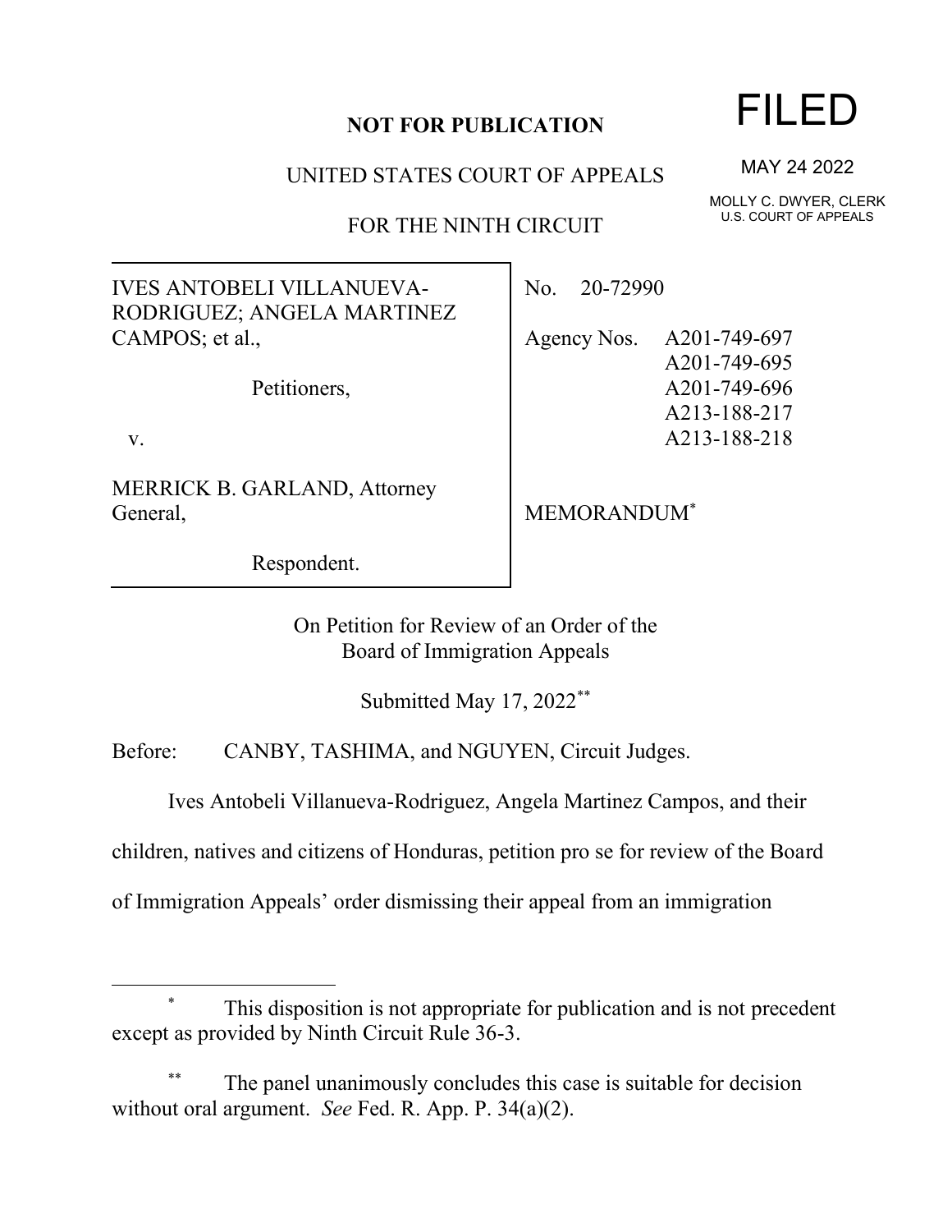**NOT FOR PUBLICATION**

UNITED STATES COURT OF APPEALS

FOR THE NINTH CIRCUIT

FILED

MAY 24 2022

MOLLY C. DWYER, CLERK
U.S. COURT OF APPEALS

IVES ANTOBELI VILLANUEVA-RODRIGUEZ; ANGELA MARTINEZ CAMPOS; et al.,

Petitioners,

v.

MERRICK B. GARLAND, Attorney General,

Respondent.

No. 20-72990

Agency Nos. A201-749-697
A201-749-695
A201-749-696
A213-188-217
A213-188-218

MEMORANDUM[*]

On Petition for Review of an Order of the
Board of Immigration Appeals

Submitted May 17, 2022[**]

Before: CANBY, TASHIMA, and NGUYEN, Circuit Judges.

Ives Antobeli Villanueva-Rodriguez, Angela Martinez Campos, and their children, natives and citizens of Honduras, petition pro se for review of the Board of Immigration Appeals' order dismissing their appeal from an immigration

---

[*] This disposition is not appropriate for publication and is not precedent except as provided by Ninth Circuit Rule 36-3.

[**] The panel unanimously concludes this case is suitable for decision without oral argument. *See* Fed. R. App. P. 34(a)(2).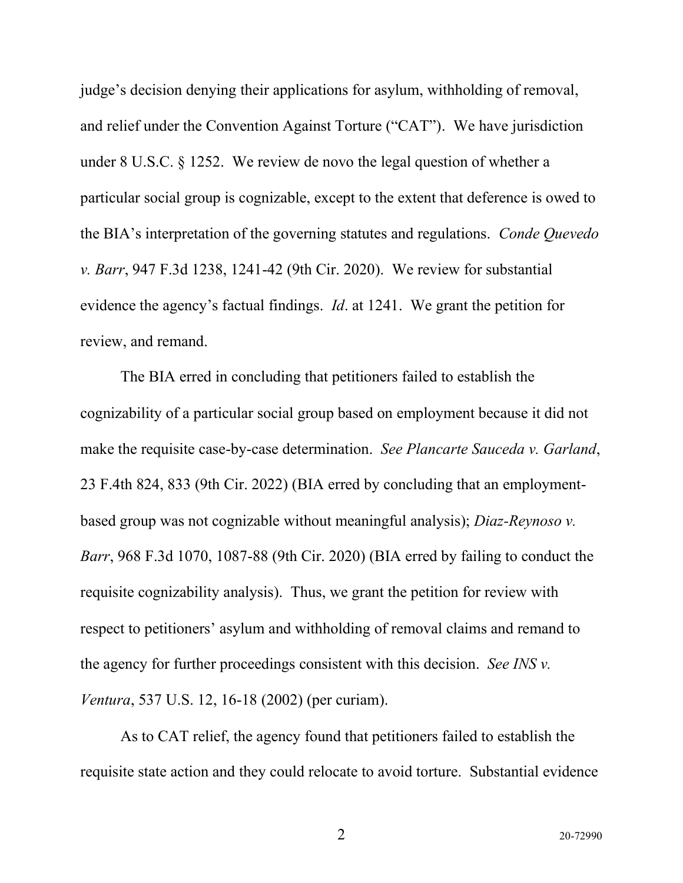judge's decision denying their applications for asylum, withholding of removal, and relief under the Convention Against Torture ("CAT"). We have jurisdiction under 8 U.S.C. § 1252. We review de novo the legal question of whether a particular social group is cognizable, except to the extent that deference is owed to the BIA's interpretation of the governing statutes and regulations. *Conde Quevedo v. Barr*, 947 F.3d 1238, 1241-42 (9th Cir. 2020). We review for substantial evidence the agency's factual findings. *Id*. at 1241. We grant the petition for review, and remand.

The BIA erred in concluding that petitioners failed to establish the cognizability of a particular social group based on employment because it did not make the requisite case-by-case determination. *See Plancarte Sauceda v. Garland*, 23 F.4th 824, 833 (9th Cir. 2022) (BIA erred by concluding that an employment-based group was not cognizable without meaningful analysis); *Diaz-Reynoso v. Barr*, 968 F.3d 1070, 1087-88 (9th Cir. 2020) (BIA erred by failing to conduct the requisite cognizability analysis). Thus, we grant the petition for review with respect to petitioners' asylum and withholding of removal claims and remand to the agency for further proceedings consistent with this decision. *See INS v. Ventura*, 537 U.S. 12, 16-18 (2002) (per curiam).

As to CAT relief, the agency found that petitioners failed to establish the requisite state action and they could relocate to avoid torture. Substantial evidence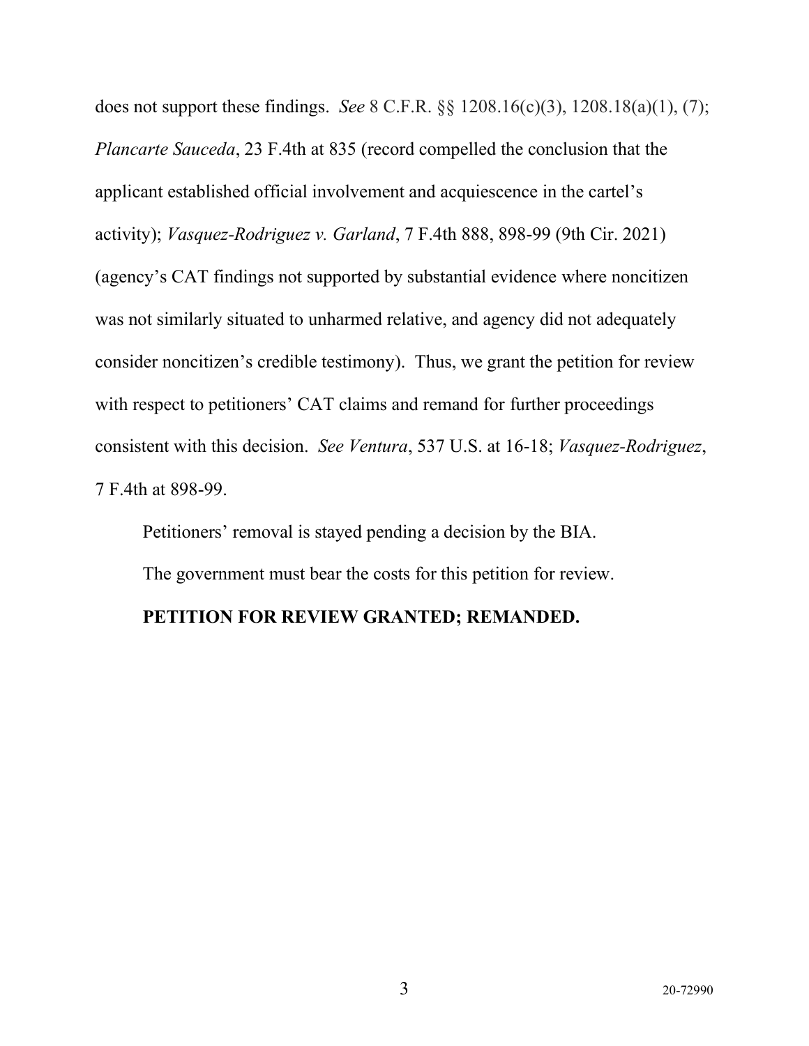does not support these findings. *See* 8 C.F.R. §§ 1208.16(c)(3), 1208.18(a)(1), (7); *Plancarte Sauceda*, 23 F.4th at 835 (record compelled the conclusion that the applicant established official involvement and acquiescence in the cartel's activity); *Vasquez-Rodriguez v. Garland*, 7 F.4th 888, 898-99 (9th Cir. 2021) (agency's CAT findings not supported by substantial evidence where noncitizen was not similarly situated to unharmed relative, and agency did not adequately consider noncitizen's credible testimony). Thus, we grant the petition for review with respect to petitioners' CAT claims and remand for further proceedings consistent with this decision. *See Ventura*, 537 U.S. at 16-18; *Vasquez-Rodriguez*, 7 F.4th at 898-99.

Petitioners' removal is stayed pending a decision by the BIA.

The government must bear the costs for this petition for review.

**PETITION FOR REVIEW GRANTED; REMANDED.**